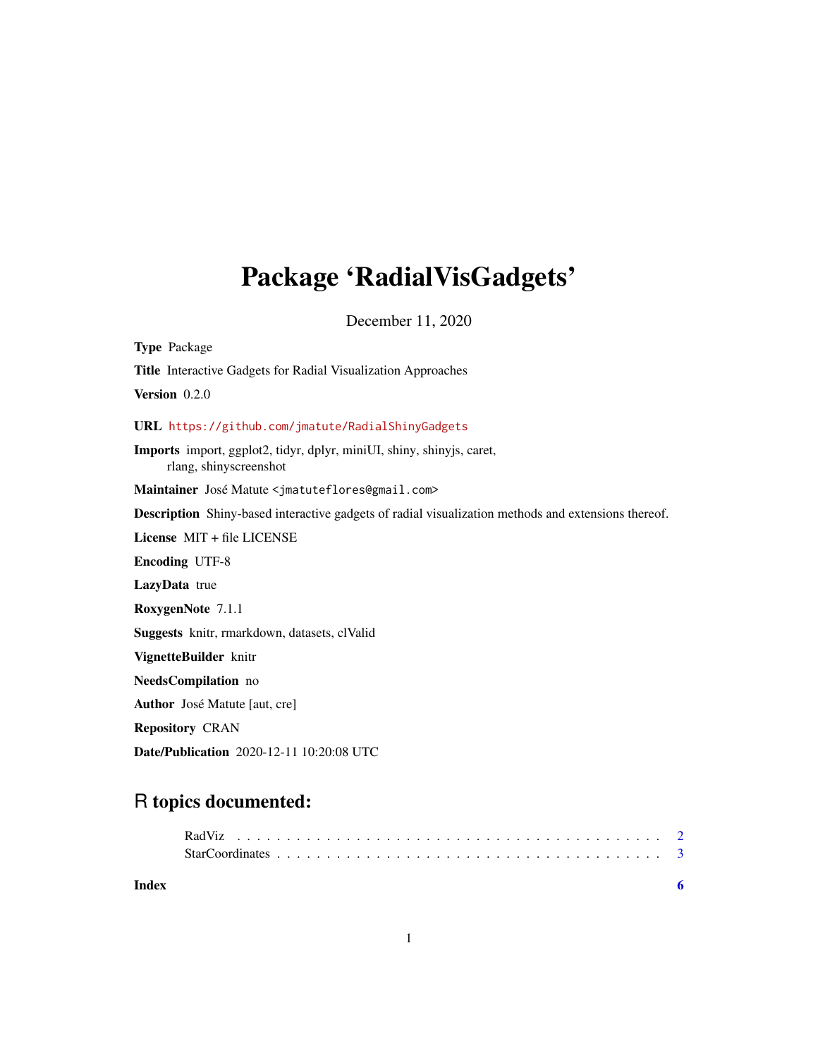# Package 'RadialVisGadgets'

December 11, 2020

**Type** Package

**Title** Interactive Gadgets for Radial Visualization Approaches

**Version** 0.2.0

**URL** https://github.com/jmatute/RadialShinyGadgets

**Imports** import, ggplot2, tidyr, dplyr, miniUI, shiny, shinyjs, caret, rlang, shinyscreenshot

**Maintainer** José Matute <jmatuteflores@gmail.com>

**Description** Shiny-based interactive gadgets of radial visualization methods and extensions thereof.

**License** MIT + file LICENSE

**Encoding** UTF-8

**LazyData** true

**RoxygenNote** 7.1.1

**Suggests** knitr, rmarkdown, datasets, clValid

**VignetteBuilder** knitr

**NeedsCompilation** no

**Author** José Matute [aut, cre]

**Repository** CRAN

**Date/Publication** 2020-12-11 10:20:08 UTC

## R topics documented:

RadViz . . . . . . . . . . . . . . . . . . . . . . . . . . . . . . . . . . . . . . . . . 2
StarCoordinates . . . . . . . . . . . . . . . . . . . . . . . . . . . . . . . . . . . . . 3

**Index** **6**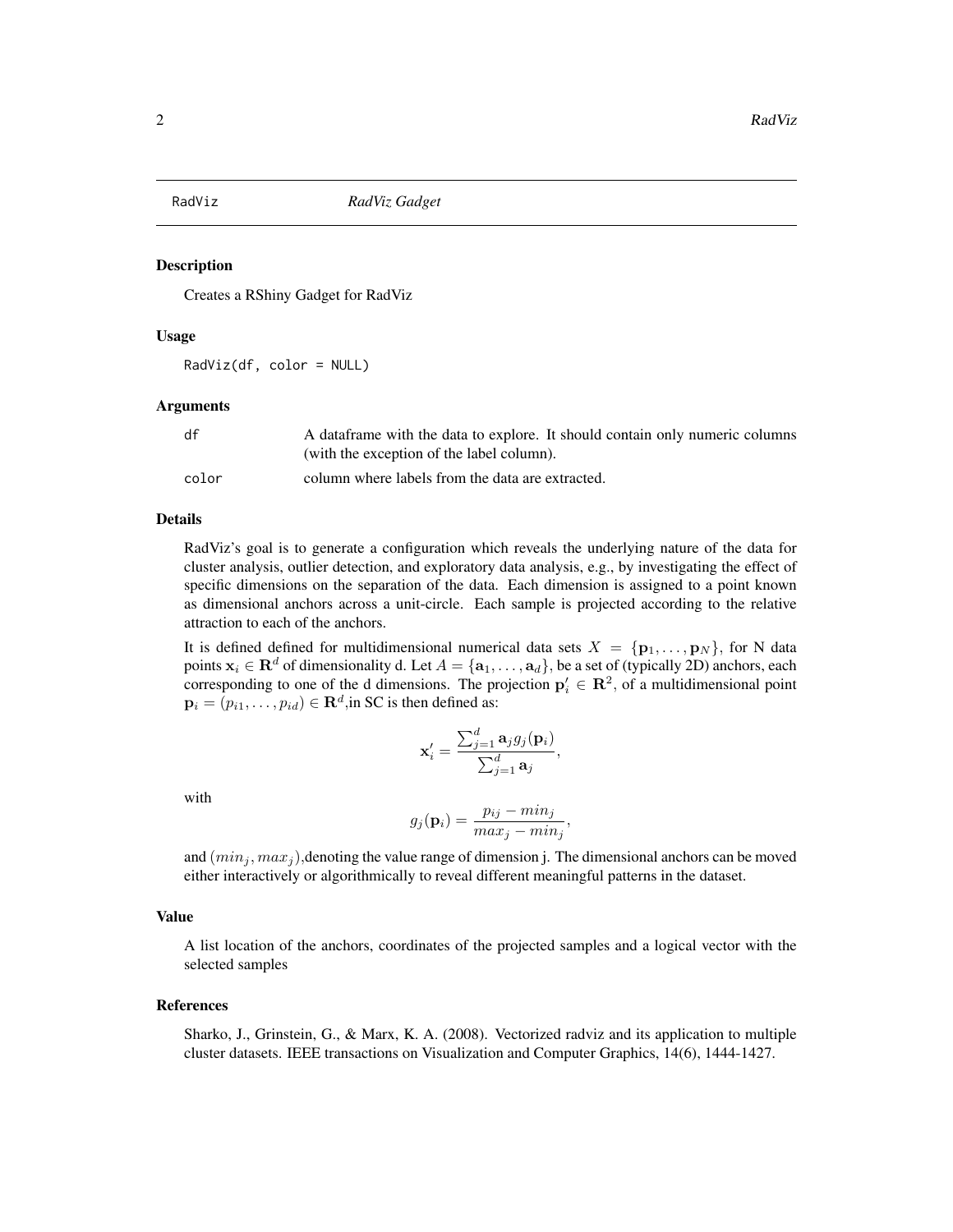RadViz *RadViz Gadget*

## Description

Creates a RShiny Gadget for RadViz

## Usage

```
RadViz(df, color = NULL)
```

## Arguments

| | |
|---|---|
| df | A dataframe with the data to explore. It should contain only numeric columns (with the exception of the label column). |
| color | column where labels from the data are extracted. |

## Details

RadViz's goal is to generate a configuration which reveals the underlying nature of the data for cluster analysis, outlier detection, and exploratory data analysis, e.g., by investigating the effect of specific dimensions on the separation of the data. Each dimension is assigned to a point known as dimensional anchors across a unit-circle. Each sample is projected according to the relative attraction to each of the anchors.

It is defined defined for multidimensional numerical data sets $X = \{\mathbf{p}_1, \ldots, \mathbf{p}_N\}$, for N data points $\mathbf{x}_i \in \mathbf{R}^d$ of dimensionality d. Let $A = \{\mathbf{a}_1, \ldots, \mathbf{a}_d\}$, be a set of (typically 2D) anchors, each corresponding to one of the d dimensions. The projection $\mathbf{p}'_i \in \mathbf{R}^2$, of a multidimensional point $\mathbf{p}_i = (p_{i1}, \ldots, p_{id}) \in \mathbf{R}^d$,in SC is then defined as:

$$\mathbf{x}'_i = \frac{\sum_{j=1}^{d} \mathbf{a}_j g_j(\mathbf{p}_i)}{\sum_{j=1}^{d} \mathbf{a}_j},$$

with

$$g_j(\mathbf{p}_i) = \frac{p_{ij} - min_j}{max_j - min_j},$$

and $(min_j, max_j)$,denoting the value range of dimension j. The dimensional anchors can be moved either interactively or algorithmically to reveal different meaningful patterns in the dataset.

## Value

A list location of the anchors, coordinates of the projected samples and a logical vector with the selected samples

## References

Sharko, J., Grinstein, G., & Marx, K. A. (2008). Vectorized radviz and its application to multiple cluster datasets. IEEE transactions on Visualization and Computer Graphics, 14(6), 1444-1427.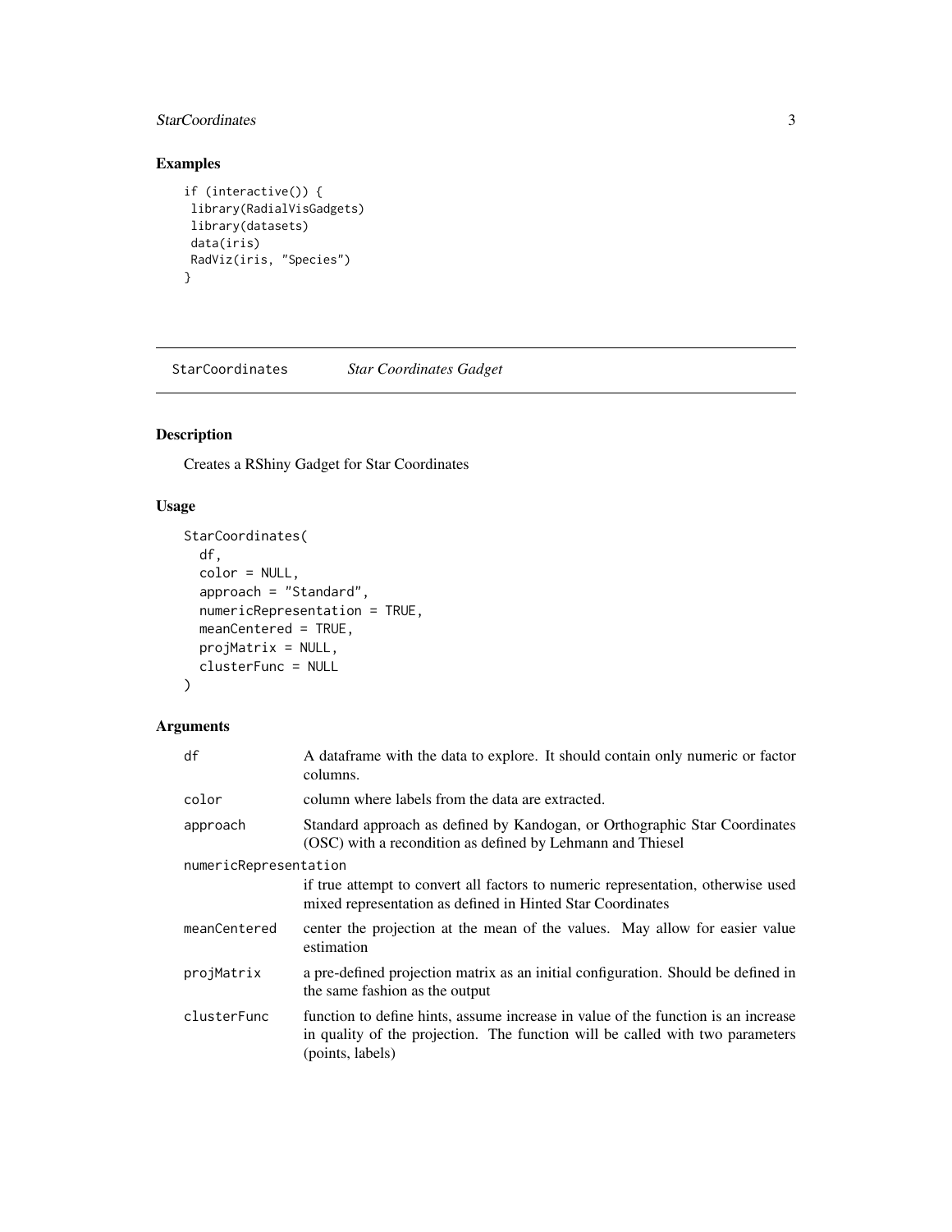## Examples

```
if (interactive()) {
 library(RadialVisGadgets)
 library(datasets)
 data(iris)
 RadViz(iris, "Species")
}
```

---

# StarCoordinates — *Star Coordinates Gadget*

## Description

Creates a RShiny Gadget for Star Coordinates

## Usage

```
StarCoordinates(
  df,
  color = NULL,
  approach = "Standard",
  numericRepresentation = TRUE,
  meanCentered = TRUE,
  projMatrix = NULL,
  clusterFunc = NULL
)
```

## Arguments

| Argument | Description |
|---|---|
| `df` | A dataframe with the data to explore. It should contain only numeric or factor columns. |
| `color` | column where labels from the data are extracted. |
| `approach` | Standard approach as defined by Kandogan, or Orthographic Star Coordinates (OSC) with a recondition as defined by Lehmann and Thiesel |
| `numericRepresentation` | if true attempt to convert all factors to numeric representation, otherwise used mixed representation as defined in Hinted Star Coordinates |
| `meanCentered` | center the projection at the mean of the values. May allow for easier value estimation |
| `projMatrix` | a pre-defined projection matrix as an initial configuration. Should be defined in the same fashion as the output |
| `clusterFunc` | function to define hints, assume increase in value of the function is an increase in quality of the projection. The function will be called with two parameters (points, labels) |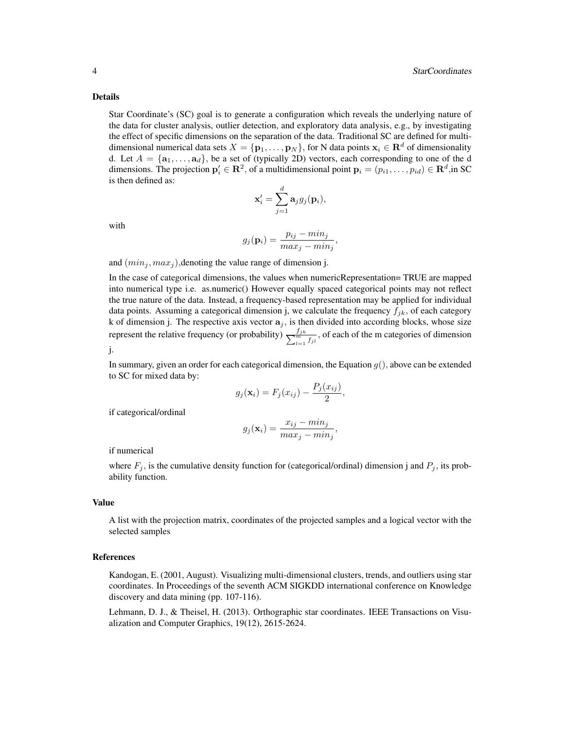## Details

Star Coordinate's (SC) goal is to generate a configuration which reveals the underlying nature of the data for cluster analysis, outlier detection, and exploratory data analysis, e.g., by investigating the effect of specific dimensions on the separation of the data. Traditional SC are defined for multi-dimensional numerical data sets $X = \{\mathbf{p}_1, \ldots, \mathbf{p}_N\}$, for N data points $\mathbf{x}_i \in \mathbf{R}^d$ of dimensionality d. Let $A = \{\mathbf{a}_1, \ldots, \mathbf{a}_d\}$, be a set of (typically 2D) vectors, each corresponding to one of the d dimensions. The projection $\mathbf{p}'_i \in \mathbf{R}^2$, of a multidimensional point $\mathbf{p}_i = (p_{i1}, \ldots, p_{id}) \in \mathbf{R}^d$,in SC is then defined as:

$$\mathbf{x}'_i = \sum_{j=1}^{d} \mathbf{a}_j g_j(\mathbf{p}_i),$$

with

$$g_j(\mathbf{p}_i) = \frac{p_{ij} - min_j}{max_j - min_j},$$

and $(min_j, max_j)$,denoting the value range of dimension j.

In the case of categorical dimensions, the values when numericRepresentation= TRUE are mapped into numerical type i.e. as.numeric() However equally spaced categorical points may not reflect the true nature of the data. Instead, a frequency-based representation may be applied for individual data points. Assuming a categorical dimension j, we calculate the frequency $f_{jk}$, of each category k of dimension j. The respective axis vector $\mathbf{a}_j$, is then divided into according blocks, whose size represent the relative frequency (or probability) $\frac{f_{jk}}{\sum_{l=1}^{m} f_{jl}}$, of each of the m categories of dimension j.

In summary, given an order for each categorical dimension, the Equation $g()$, above can be extended to SC for mixed data by:

$$g_j(\mathbf{x}_i) = F_j(x_{ij}) - \frac{P_j(x_{ij})}{2},$$

if categorical/ordinal

$$g_j(\mathbf{x}_i) = \frac{x_{ij} - min_j}{max_j - min_j},$$

if numerical

where $F_j$, is the cumulative density function for (categorical/ordinal) dimension j and $P_j$, its probability function.

## Value

A list with the projection matrix, coordinates of the projected samples and a logical vector with the selected samples

## References

Kandogan, E. (2001, August). Visualizing multi-dimensional clusters, trends, and outliers using star coordinates. In Proceedings of the seventh ACM SIGKDD international conference on Knowledge discovery and data mining (pp. 107-116).

Lehmann, D. J., & Theisel, H. (2013). Orthographic star coordinates. IEEE Transactions on Visualization and Computer Graphics, 19(12), 2615-2624.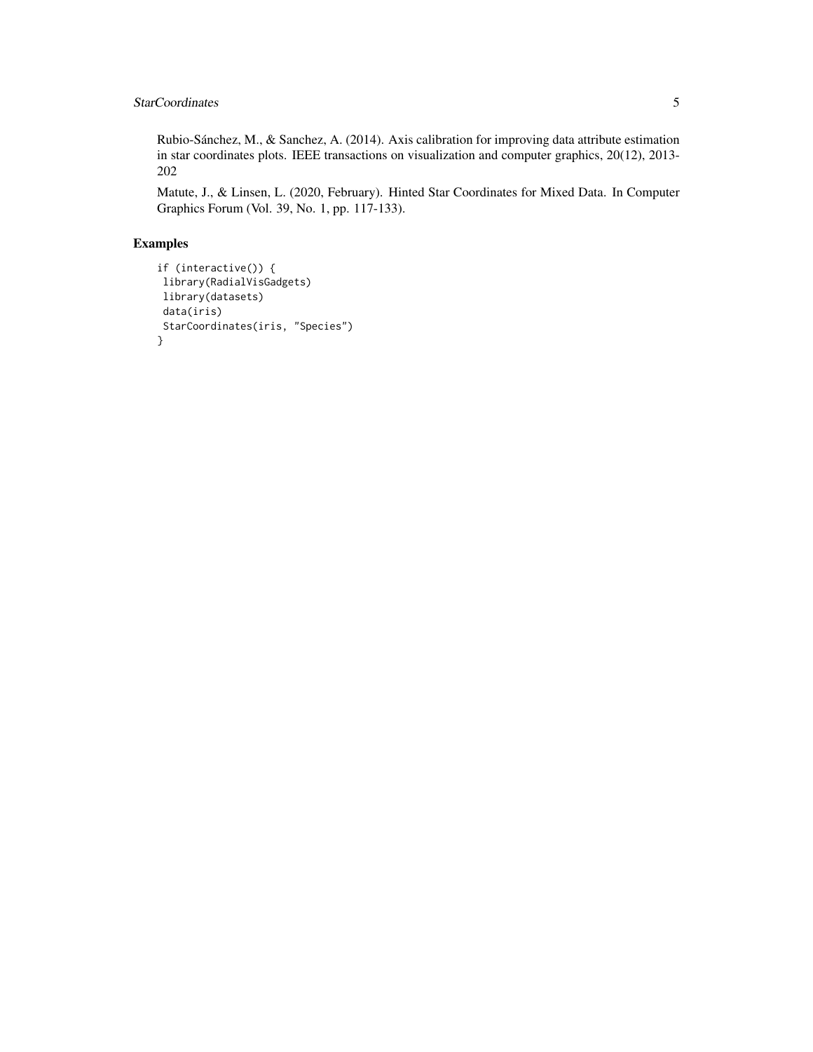Rubio-Sánchez, M., & Sanchez, A. (2014). Axis calibration for improving data attribute estimation in star coordinates plots. IEEE transactions on visualization and computer graphics, 20(12), 2013-202

Matute, J., & Linsen, L. (2020, February). Hinted Star Coordinates for Mixed Data. In Computer Graphics Forum (Vol. 39, No. 1, pp. 117-133).

## Examples

```
if (interactive()) {
 library(RadialVisGadgets)
 library(datasets)
 data(iris)
 StarCoordinates(iris, "Species")
}
```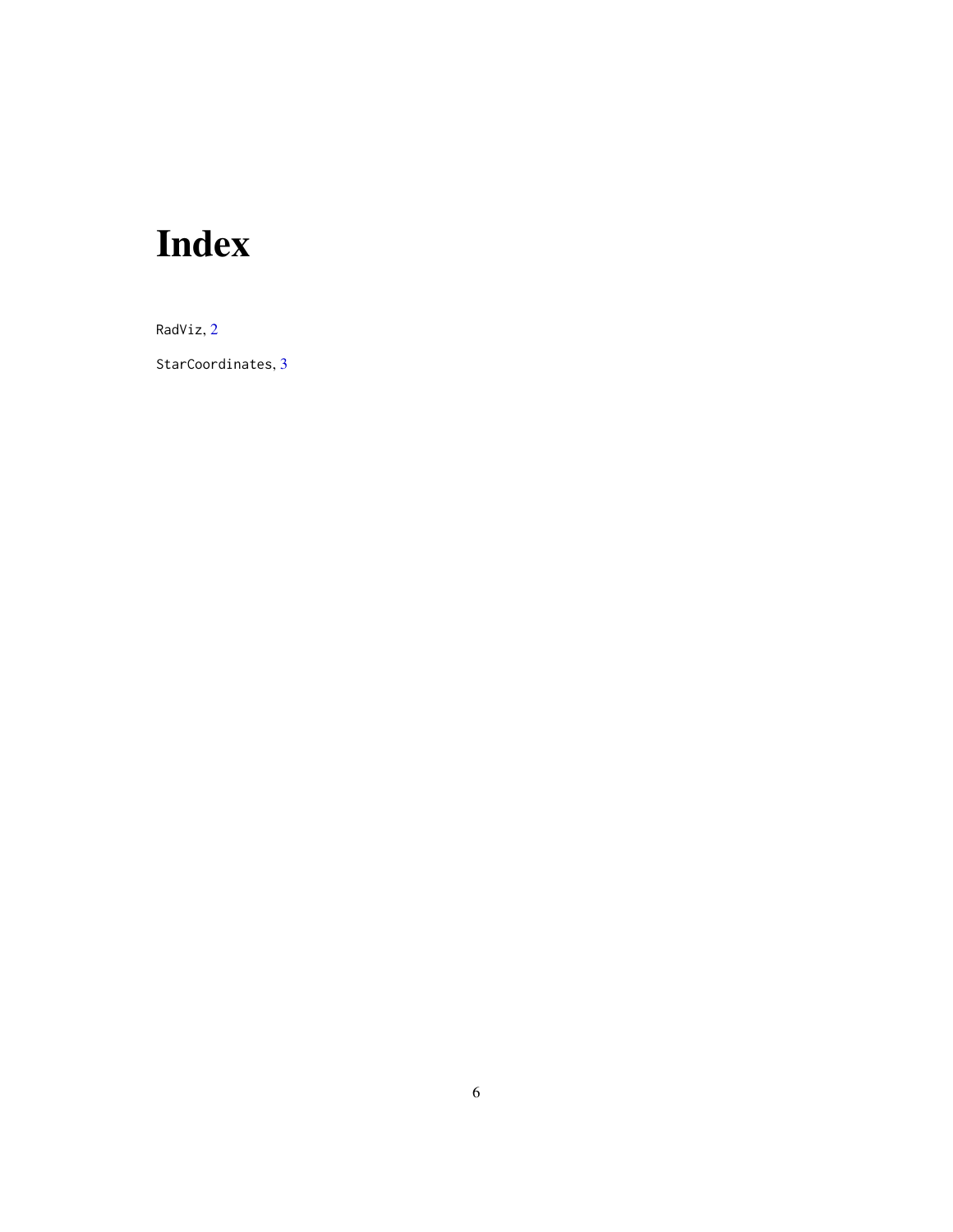# Index

`RadViz`, 2

`StarCoordinates`, 3